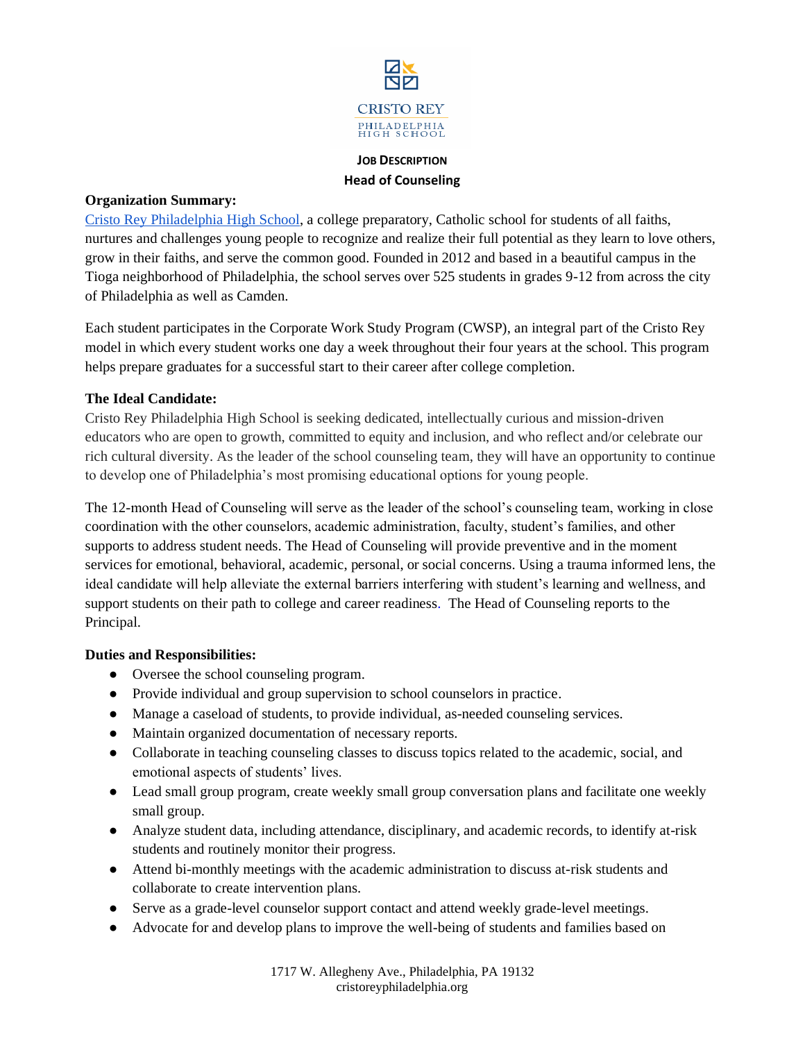CRISTO REY

PHILADELPHIA HIGH SCHOOL

**JOB DESCRIPTION**

**Head of Counseling**

**Organization Summary:**

Cristo Rey Philadelphia High School, a college preparatory, Catholic school for students of all faiths, nurtures and challenges young people to recognize and realize their full potential as they learn to love others, grow in their faiths, and serve the common good. Founded in 2012 and based in a beautiful campus in the Tioga neighborhood of Philadelphia, the school serves over 525 students in grades 9-12 from across the city of Philadelphia as well as Camden.

Each student participates in the Corporate Work Study Program (CWSP), an integral part of the Cristo Rey model in which every student works one day a week throughout their four years at the school. This program helps prepare graduates for a successful start to their career after college completion.

**The Ideal Candidate:**

Cristo Rey Philadelphia High School is seeking dedicated, intellectually curious and mission-driven educators who are open to growth, committed to equity and inclusion, and who reflect and/or celebrate our rich cultural diversity. As the leader of the school counseling team, they will have an opportunity to continue to develop one of Philadelphia's most promising educational options for young people.

The 12-month Head of Counseling will serve as the leader of the school's counseling team, working in close coordination with the other counselors, academic administration, faculty, student's families, and other supports to address student needs. The Head of Counseling will provide preventive and in the moment services for emotional, behavioral, academic, personal, or social concerns. Using a trauma informed lens, the ideal candidate will help alleviate the external barriers interfering with student's learning and wellness, and support students on their path to college and career readiness. The Head of Counseling reports to the Principal.

**Duties and Responsibilities:**

- Oversee the school counseling program.
- Provide individual and group supervision to school counselors in practice.
- Manage a caseload of students, to provide individual, as-needed counseling services.
- Maintain organized documentation of necessary reports.
- Collaborate in teaching counseling classes to discuss topics related to the academic, social, and emotional aspects of students' lives.
- Lead small group program, create weekly small group conversation plans and facilitate one weekly small group.
- Analyze student data, including attendance, disciplinary, and academic records, to identify at-risk students and routinely monitor their progress.
- Attend bi-monthly meetings with the academic administration to discuss at-risk students and collaborate to create intervention plans.
- Serve as a grade-level counselor support contact and attend weekly grade-level meetings.
- Advocate for and develop plans to improve the well-being of students and families based on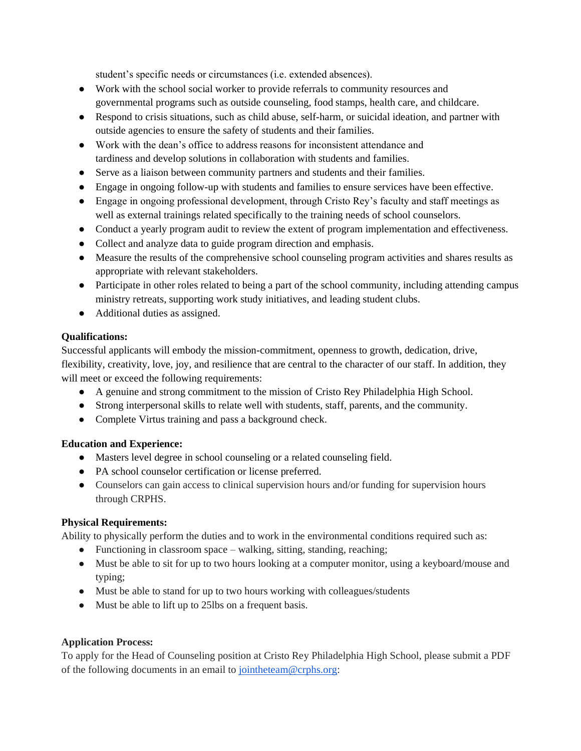student's specific needs or circumstances (i.e. extended absences).

- Work with the school social worker to provide referrals to community resources and governmental programs such as outside counseling, food stamps, health care, and childcare.
- Respond to crisis situations, such as child abuse, self-harm, or suicidal ideation, and partner with outside agencies to ensure the safety of students and their families.
- Work with the dean's office to address reasons for inconsistent attendance and tardiness and develop solutions in collaboration with students and families.
- Serve as a liaison between community partners and students and their families.
- Engage in ongoing follow-up with students and families to ensure services have been effective.
- Engage in ongoing professional development, through Cristo Rey's faculty and staff meetings as well as external trainings related specifically to the training needs of school counselors.
- Conduct a yearly program audit to review the extent of program implementation and effectiveness.
- Collect and analyze data to guide program direction and emphasis.
- Measure the results of the comprehensive school counseling program activities and shares results as appropriate with relevant stakeholders.
- Participate in other roles related to being a part of the school community, including attending campus ministry retreats, supporting work study initiatives, and leading student clubs.
- Additional duties as assigned.

**Qualifications:**

Successful applicants will embody the mission-commitment, openness to growth, dedication, drive, flexibility, creativity, love, joy, and resilience that are central to the character of our staff. In addition, they will meet or exceed the following requirements:

- A genuine and strong commitment to the mission of Cristo Rey Philadelphia High School.
- Strong interpersonal skills to relate well with students, staff, parents, and the community.
- Complete Virtus training and pass a background check.

**Education and Experience:**

- Masters level degree in school counseling or a related counseling field.
- PA school counselor certification or license preferred.
- Counselors can gain access to clinical supervision hours and/or funding for supervision hours through CRPHS.

**Physical Requirements:**

Ability to physically perform the duties and to work in the environmental conditions required such as:

- Functioning in classroom space – walking, sitting, standing, reaching;
- Must be able to sit for up to two hours looking at a computer monitor, using a keyboard/mouse and typing;
- Must be able to stand for up to two hours working with colleagues/students
- Must be able to lift up to 25lbs on a frequent basis.

**Application Process:**

To apply for the Head of Counseling position at Cristo Rey Philadelphia High School, please submit a PDF of the following documents in an email to jointheteam@crphs.org: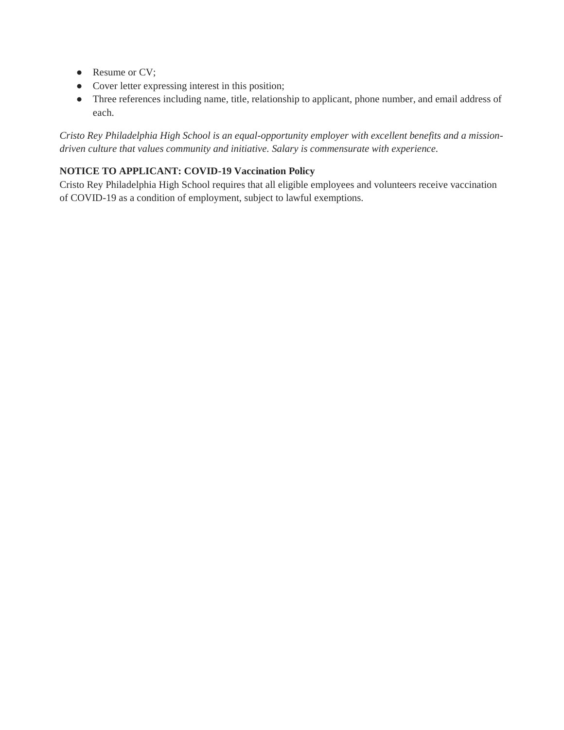- Resume or CV;
- Cover letter expressing interest in this position;
- Three references including name, title, relationship to applicant, phone number, and email address of each.

*Cristo Rey Philadelphia High School is an equal-opportunity employer with excellent benefits and a mission-driven culture that values community and initiative. Salary is commensurate with experience.*

**NOTICE TO APPLICANT: COVID-19 Vaccination Policy**

Cristo Rey Philadelphia High School requires that all eligible employees and volunteers receive vaccination of COVID-19 as a condition of employment, subject to lawful exemptions.